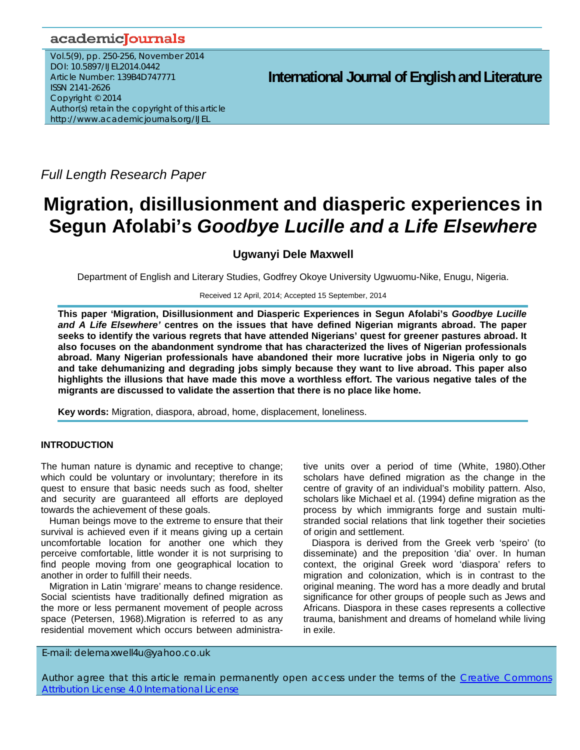Full Length Research Paper

# Migration, disillusionment and diasperic experiences in Segun Afolabi's *Goodbye Lucille and a Life Elsewhere*

**Ugwanyi Dele Maxwell**

Department of English and Literary Studies, Godfrey Okoye University Ugwuomu-Nike, Enugu, Nigeria.

Received 12 April, 2014; Accepted 15 September, 2014

**This paper 'Migration, Disillusionment and Diasperic Experiences in Segun Afolabi's *Goodbye Lucille and A Life Elsewhere'* centres on the issues that have defined Nigerian migrants abroad. The paper seeks to identify the various regrets that have attended Nigerians' quest for greener pastures abroad. It also focuses on the abandonment syndrome that has characterized the lives of Nigerian professionals abroad. Many Nigerian professionals have abandoned their more lucrative jobs in Nigeria only to go and take dehumanizing and degrading jobs simply because they want to live abroad. This paper also highlights the illusions that have made this move a worthless effort. The various negative tales of the migrants are discussed to validate the assertion that there is no place like home.**

**Key words:** Migration, diaspora, abroad, home, displacement, loneliness.

## INTRODUCTION

The human nature is dynamic and receptive to change; which could be voluntary or involuntary; therefore in its quest to ensure that basic needs such as food, shelter and security are guaranteed all efforts are deployed towards the achievement of these goals.

Human beings move to the extreme to ensure that their survival is achieved even if it means giving up a certain uncomfortable location for another one which they perceive comfortable, little wonder it is not surprising to find people moving from one geographical location to another in order to fulfill their needs.

Migration in Latin 'migrare' means to change residence. Social scientists have traditionally defined migration as the more or less permanent movement of people across space (Petersen, 1968).Migration is referred to as any residential movement which occurs between administrative units over a period of time (White, 1980).Other scholars have defined migration as the change in the centre of gravity of an individual's mobility pattern. Also, scholars like Michael et al. (1994) define migration as the process by which immigrants forge and sustain multi-stranded social relations that link together their societies of origin and settlement.

Diaspora is derived from the Greek verb 'speiro' (to disseminate) and the preposition 'dia' over. In human context, the original Greek word 'diaspora' refers to migration and colonization, which is in contrast to the original meaning. The word has a more deadly and brutal significance for other groups of people such as Jews and Africans. Diaspora in these cases represents a collective trauma, banishment and dreams of homeland while living in exile.

E-mail: delemaxwell4u@yahoo.co.uk

Author agree that this article remain permanently open access under the terms of the Creative Commons Attribution License 4.0 International License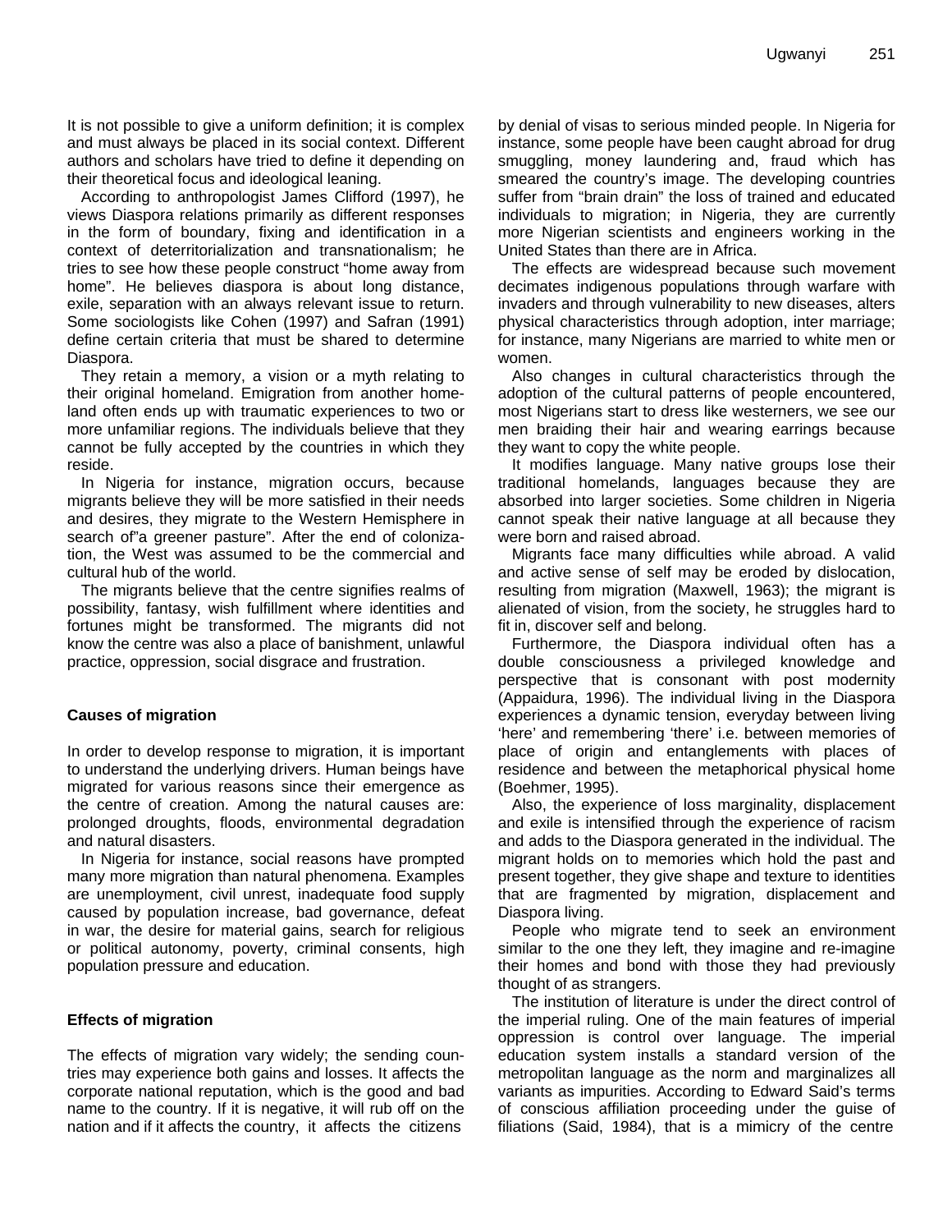It is not possible to give a uniform definition; it is complex and must always be placed in its social context. Different authors and scholars have tried to define it depending on their theoretical focus and ideological leaning.

According to anthropologist James Clifford (1997), he views Diaspora relations primarily as different responses in the form of boundary, fixing and identification in a context of deterritorialization and transnationalism; he tries to see how these people construct "home away from home". He believes diaspora is about long distance, exile, separation with an always relevant issue to return. Some sociologists like Cohen (1997) and Safran (1991) define certain criteria that must be shared to determine Diaspora.

They retain a memory, a vision or a myth relating to their original homeland. Emigration from another homeland often ends up with traumatic experiences to two or more unfamiliar regions. The individuals believe that they cannot be fully accepted by the countries in which they reside.

In Nigeria for instance, migration occurs, because migrants believe they will be more satisfied in their needs and desires, they migrate to the Western Hemisphere in search of"a greener pasture". After the end of colonization, the West was assumed to be the commercial and cultural hub of the world.

The migrants believe that the centre signifies realms of possibility, fantasy, wish fulfillment where identities and fortunes might be transformed. The migrants did not know the centre was also a place of banishment, unlawful practice, oppression, social disgrace and frustration.

## Causes of migration

In order to develop response to migration, it is important to understand the underlying drivers. Human beings have migrated for various reasons since their emergence as the centre of creation. Among the natural causes are: prolonged droughts, floods, environmental degradation and natural disasters.

In Nigeria for instance, social reasons have prompted many more migration than natural phenomena. Examples are unemployment, civil unrest, inadequate food supply caused by population increase, bad governance, defeat in war, the desire for material gains, search for religious or political autonomy, poverty, criminal consents, high population pressure and education.

## Effects of migration

The effects of migration vary widely; the sending countries may experience both gains and losses. It affects the corporate national reputation, which is the good and bad name to the country. If it is negative, it will rub off on the nation and if it affects the country, it affects the citizens by denial of visas to serious minded people. In Nigeria for instance, some people have been caught abroad for drug smuggling, money laundering and, fraud which has smeared the country's image. The developing countries suffer from "brain drain" the loss of trained and educated individuals to migration; in Nigeria, they are currently more Nigerian scientists and engineers working in the United States than there are in Africa.

The effects are widespread because such movement decimates indigenous populations through warfare with invaders and through vulnerability to new diseases, alters physical characteristics through adoption, inter marriage; for instance, many Nigerians are married to white men or women.

Also changes in cultural characteristics through the adoption of the cultural patterns of people encountered, most Nigerians start to dress like westerners, we see our men braiding their hair and wearing earrings because they want to copy the white people.

It modifies language. Many native groups lose their traditional homelands, languages because they are absorbed into larger societies. Some children in Nigeria cannot speak their native language at all because they were born and raised abroad.

Migrants face many difficulties while abroad. A valid and active sense of self may be eroded by dislocation, resulting from migration (Maxwell, 1963); the migrant is alienated of vision, from the society, he struggles hard to fit in, discover self and belong.

Furthermore, the Diaspora individual often has a double consciousness a privileged knowledge and perspective that is consonant with post modernity (Appaidura, 1996). The individual living in the Diaspora experiences a dynamic tension, everyday between living 'here' and remembering 'there' i.e. between memories of place of origin and entanglements with places of residence and between the metaphorical physical home (Boehmer, 1995).

Also, the experience of loss marginality, displacement and exile is intensified through the experience of racism and adds to the Diaspora generated in the individual. The migrant holds on to memories which hold the past and present together, they give shape and texture to identities that are fragmented by migration, displacement and Diaspora living.

People who migrate tend to seek an environment similar to the one they left, they imagine and re-imagine their homes and bond with those they had previously thought of as strangers.

The institution of literature is under the direct control of the imperial ruling. One of the main features of imperial oppression is control over language. The imperial education system installs a standard version of the metropolitan language as the norm and marginalizes all variants as impurities. According to Edward Said's terms of conscious affiliation proceeding under the guise of filiations (Said, 1984), that is a mimicry of the centre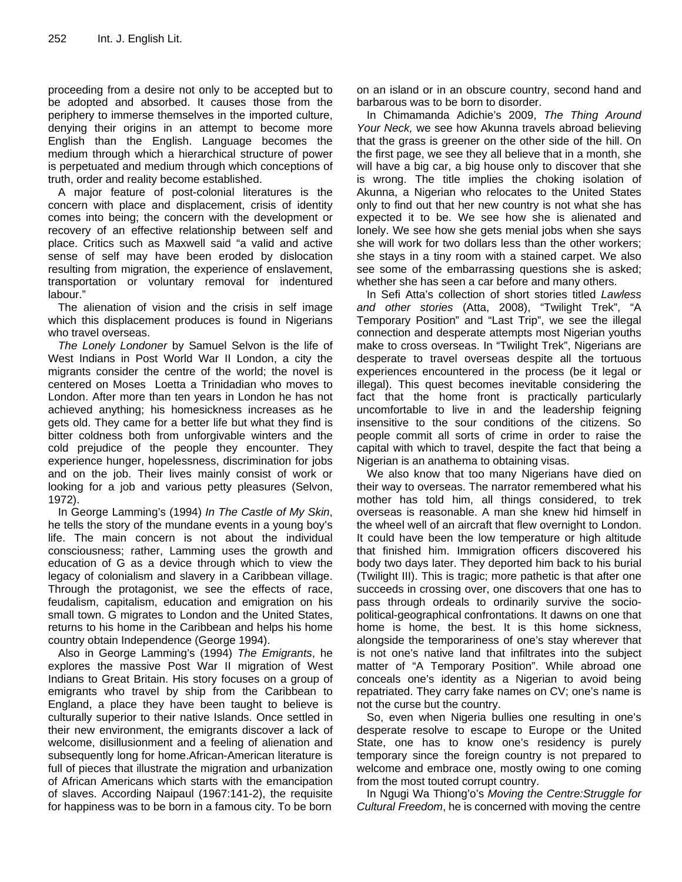proceeding from a desire not only to be accepted but to be adopted and absorbed. It causes those from the periphery to immerse themselves in the imported culture, denying their origins in an attempt to become more English than the English. Language becomes the medium through which a hierarchical structure of power is perpetuated and medium through which conceptions of truth, order and reality become established.

A major feature of post-colonial literatures is the concern with place and displacement, crisis of identity comes into being; the concern with the development or recovery of an effective relationship between self and place. Critics such as Maxwell said "a valid and active sense of self may have been eroded by dislocation resulting from migration, the experience of enslavement, transportation or voluntary removal for indentured labour."

The alienation of vision and the crisis in self image which this displacement produces is found in Nigerians who travel overseas.

*The Lonely Londoner* by Samuel Selvon is the life of West Indians in Post World War II London, a city the migrants consider the centre of the world; the novel is centered on Moses Loetta a Trinidadian who moves to London. After more than ten years in London he has not achieved anything; his homesickness increases as he gets old. They came for a better life but what they find is bitter coldness both from unforgivable winters and the cold prejudice of the people they encounter. They experience hunger, hopelessness, discrimination for jobs and on the job. Their lives mainly consist of work or looking for a job and various petty pleasures (Selvon, 1972).

In George Lamming's (1994) *In The Castle of My Skin*, he tells the story of the mundane events in a young boy's life. The main concern is not about the individual consciousness; rather, Lamming uses the growth and education of G as a device through which to view the legacy of colonialism and slavery in a Caribbean village. Through the protagonist, we see the effects of race, feudalism, capitalism, education and emigration on his small town. G migrates to London and the United States, returns to his home in the Caribbean and helps his home country obtain Independence (George 1994).

Also in George Lamming's (1994) *The Emigrants*, he explores the massive Post War II migration of West Indians to Great Britain. His story focuses on a group of emigrants who travel by ship from the Caribbean to England, a place they have been taught to believe is culturally superior to their native Islands. Once settled in their new environment, the emigrants discover a lack of welcome, disillusionment and a feeling of alienation and subsequently long for home.African-American literature is full of pieces that illustrate the migration and urbanization of African Americans which starts with the emancipation of slaves. According Naipaul (1967:141-2), the requisite for happiness was to be born in a famous city. To be born on an island or in an obscure country, second hand and barbarous was to be born to disorder.

In Chimamanda Adichie's 2009, *The Thing Around Your Neck,* we see how Akunna travels abroad believing that the grass is greener on the other side of the hill. On the first page, we see they all believe that in a month, she will have a big car, a big house only to discover that she is wrong. The title implies the choking isolation of Akunna, a Nigerian who relocates to the United States only to find out that her new country is not what she has expected it to be. We see how she is alienated and lonely. We see how she gets menial jobs when she says she will work for two dollars less than the other workers; she stays in a tiny room with a stained carpet. We also see some of the embarrassing questions she is asked; whether she has seen a car before and many others.

In Sefi Atta's collection of short stories titled *Lawless and other stories* (Atta, 2008), "Twilight Trek", "A Temporary Position" and "Last Trip", we see the illegal connection and desperate attempts most Nigerian youths make to cross overseas. In "Twilight Trek", Nigerians are desperate to travel overseas despite all the tortuous experiences encountered in the process (be it legal or illegal). This quest becomes inevitable considering the fact that the home front is practically particularly uncomfortable to live in and the leadership feigning insensitive to the sour conditions of the citizens. So people commit all sorts of crime in order to raise the capital with which to travel, despite the fact that being a Nigerian is an anathema to obtaining visas.

We also know that too many Nigerians have died on their way to overseas. The narrator remembered what his mother has told him, all things considered, to trek overseas is reasonable. A man she knew hid himself in the wheel well of an aircraft that flew overnight to London. It could have been the low temperature or high altitude that finished him. Immigration officers discovered his body two days later. They deported him back to his burial (Twilight III). This is tragic; more pathetic is that after one succeeds in crossing over, one discovers that one has to pass through ordeals to ordinarily survive the socio-political-geographical confrontations. It dawns on one that home is home, the best. It is this home sickness, alongside the temporariness of one's stay wherever that is not one's native land that infiltrates into the subject matter of "A Temporary Position". While abroad one conceals one's identity as a Nigerian to avoid being repatriated. They carry fake names on CV; one's name is not the curse but the country.

So, even when Nigeria bullies one resulting in one's desperate resolve to escape to Europe or the United State, one has to know one's residency is purely temporary since the foreign country is not prepared to welcome and embrace one, mostly owing to one coming from the most touted corrupt country.

In Ngugi Wa Thiong'o's *Moving the Centre:Struggle for Cultural Freedom*, he is concerned with moving the centre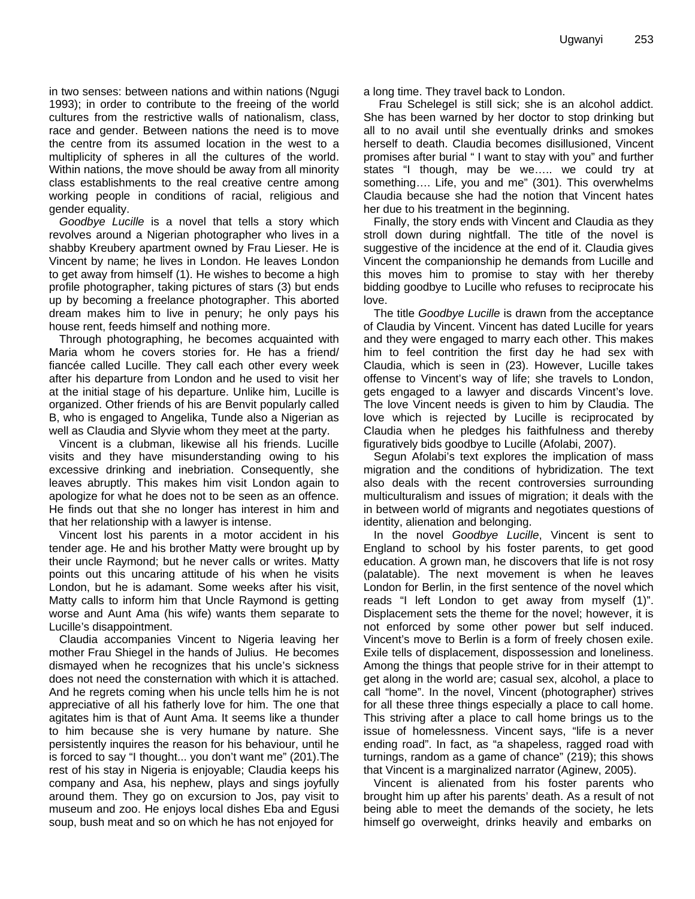in two senses: between nations and within nations (Ngugi 1993); in order to contribute to the freeing of the world cultures from the restrictive walls of nationalism, class, race and gender. Between nations the need is to move the centre from its assumed location in the west to a multiplicity of spheres in all the cultures of the world. Within nations, the move should be away from all minority class establishments to the real creative centre among working people in conditions of racial, religious and gender equality.

*Goodbye Lucille* is a novel that tells a story which revolves around a Nigerian photographer who lives in a shabby Kreubery apartment owned by Frau Lieser. He is Vincent by name; he lives in London. He leaves London to get away from himself (1). He wishes to become a high profile photographer, taking pictures of stars (3) but ends up by becoming a freelance photographer. This aborted dream makes him to live in penury; he only pays his house rent, feeds himself and nothing more.

Through photographing, he becomes acquainted with Maria whom he covers stories for. He has a friend/ fiancée called Lucille. They call each other every week after his departure from London and he used to visit her at the initial stage of his departure. Unlike him, Lucille is organized. Other friends of his are Benvit popularly called B, who is engaged to Angelika, Tunde also a Nigerian as well as Claudia and Slyvie whom they meet at the party.

Vincent is a clubman, likewise all his friends. Lucille visits and they have misunderstanding owing to his excessive drinking and inebriation. Consequently, she leaves abruptly. This makes him visit London again to apologize for what he does not to be seen as an offence. He finds out that she no longer has interest in him and that her relationship with a lawyer is intense.

Vincent lost his parents in a motor accident in his tender age. He and his brother Matty were brought up by their uncle Raymond; but he never calls or writes. Matty points out this uncaring attitude of his when he visits London, but he is adamant. Some weeks after his visit, Matty calls to inform him that Uncle Raymond is getting worse and Aunt Ama (his wife) wants them separate to Lucille's disappointment.

Claudia accompanies Vincent to Nigeria leaving her mother Frau Shiegel in the hands of Julius. He becomes dismayed when he recognizes that his uncle's sickness does not need the consternation with which it is attached. And he regrets coming when his uncle tells him he is not appreciative of all his fatherly love for him. The one that agitates him is that of Aunt Ama. It seems like a thunder to him because she is very humane by nature. She persistently inquires the reason for his behaviour, until he is forced to say "I thought... you don't want me" (201).The rest of his stay in Nigeria is enjoyable; Claudia keeps his company and Asa, his nephew, plays and sings joyfully around them. They go on excursion to Jos, pay visit to museum and zoo. He enjoys local dishes Eba and Egusi soup, bush meat and so on which he has not enjoyed for a long time. They travel back to London.

Frau Schelegel is still sick; she is an alcohol addict. She has been warned by her doctor to stop drinking but all to no avail until she eventually drinks and smokes herself to death. Claudia becomes disillusioned, Vincent promises after burial " I want to stay with you" and further states "I though, may be we….. we could try at something…. Life, you and me" (301). This overwhelms Claudia because she had the notion that Vincent hates her due to his treatment in the beginning.

Finally, the story ends with Vincent and Claudia as they stroll down during nightfall. The title of the novel is suggestive of the incidence at the end of it. Claudia gives Vincent the companionship he demands from Lucille and this moves him to promise to stay with her thereby bidding goodbye to Lucille who refuses to reciprocate his love.

The title *Goodbye Lucille* is drawn from the acceptance of Claudia by Vincent. Vincent has dated Lucille for years and they were engaged to marry each other. This makes him to feel contrition the first day he had sex with Claudia, which is seen in (23). However, Lucille takes offense to Vincent's way of life; she travels to London, gets engaged to a lawyer and discards Vincent's love. The love Vincent needs is given to him by Claudia. The love which is rejected by Lucille is reciprocated by Claudia when he pledges his faithfulness and thereby figuratively bids goodbye to Lucille (Afolabi, 2007).

Segun Afolabi's text explores the implication of mass migration and the conditions of hybridization. The text also deals with the recent controversies surrounding multiculturalism and issues of migration; it deals with the in between world of migrants and negotiates questions of identity, alienation and belonging.

In the novel *Goodbye Lucille*, Vincent is sent to England to school by his foster parents, to get good education. A grown man, he discovers that life is not rosy (palatable). The next movement is when he leaves London for Berlin, in the first sentence of the novel which reads "I left London to get away from myself (1)". Displacement sets the theme for the novel; however, it is not enforced by some other power but self induced. Vincent's move to Berlin is a form of freely chosen exile. Exile tells of displacement, dispossession and loneliness. Among the things that people strive for in their attempt to get along in the world are; casual sex, alcohol, a place to call "home". In the novel, Vincent (photographer) strives for all these three things especially a place to call home. This striving after a place to call home brings us to the issue of homelessness. Vincent says, "life is a never ending road". In fact, as "a shapeless, ragged road with turnings, random as a game of chance" (219); this shows that Vincent is a marginalized narrator (Aginew, 2005).

Vincent is alienated from his foster parents who brought him up after his parents' death. As a result of not being able to meet the demands of the society, he lets himself go overweight, drinks heavily and embarks on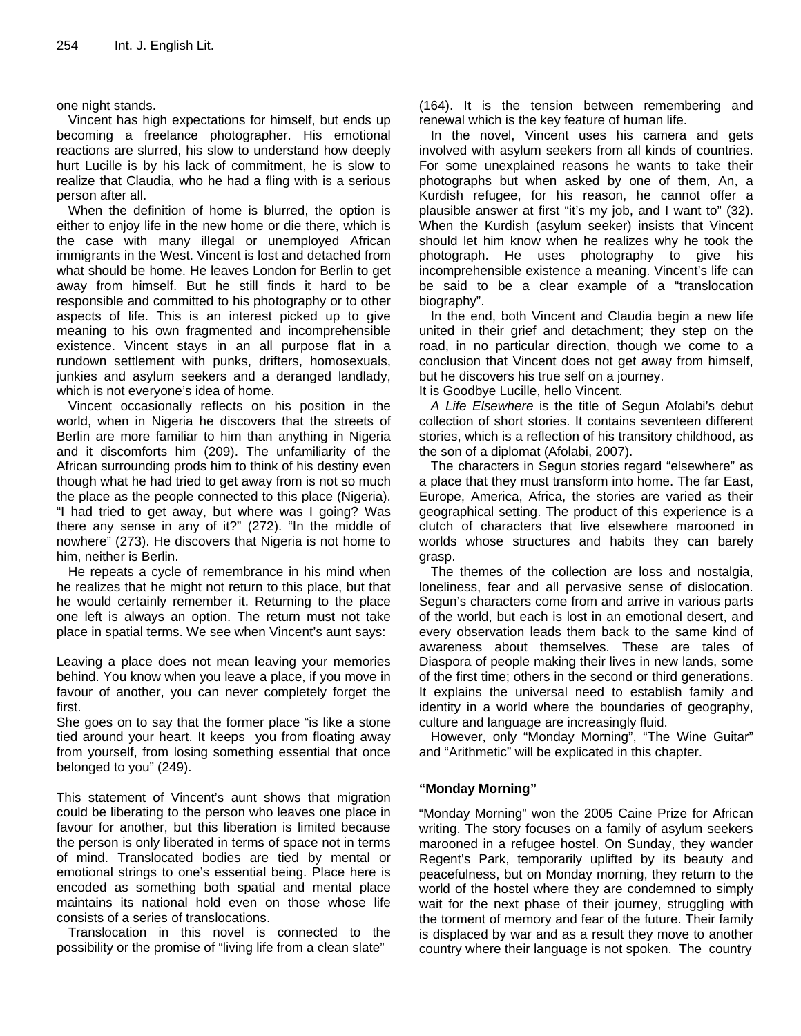one night stands.

Vincent has high expectations for himself, but ends up becoming a freelance photographer. His emotional reactions are slurred, his slow to understand how deeply hurt Lucille is by his lack of commitment, he is slow to realize that Claudia, who he had a fling with is a serious person after all.

When the definition of home is blurred, the option is either to enjoy life in the new home or die there, which is the case with many illegal or unemployed African immigrants in the West. Vincent is lost and detached from what should be home. He leaves London for Berlin to get away from himself. But he still finds it hard to be responsible and committed to his photography or to other aspects of life. This is an interest picked up to give meaning to his own fragmented and incomprehensible existence. Vincent stays in an all purpose flat in a rundown settlement with punks, drifters, homosexuals, junkies and asylum seekers and a deranged landlady, which is not everyone's idea of home.

Vincent occasionally reflects on his position in the world, when in Nigeria he discovers that the streets of Berlin are more familiar to him than anything in Nigeria and it discomforts him (209). The unfamiliarity of the African surrounding prods him to think of his destiny even though what he had tried to get away from is not so much the place as the people connected to this place (Nigeria). "I had tried to get away, but where was I going? Was there any sense in any of it?" (272). "In the middle of nowhere" (273). He discovers that Nigeria is not home to him, neither is Berlin.

He repeats a cycle of remembrance in his mind when he realizes that he might not return to this place, but that he would certainly remember it. Returning to the place one left is always an option. The return must not take place in spatial terms. We see when Vincent's aunt says:

Leaving a place does not mean leaving your memories behind. You know when you leave a place, if you move in favour of another, you can never completely forget the first.

She goes on to say that the former place "is like a stone tied around your heart. It keeps you from floating away from yourself, from losing something essential that once belonged to you" (249).

This statement of Vincent's aunt shows that migration could be liberating to the person who leaves one place in favour for another, but this liberation is limited because the person is only liberated in terms of space not in terms of mind. Translocated bodies are tied by mental or emotional strings to one's essential being. Place here is encoded as something both spatial and mental place maintains its national hold even on those whose life consists of a series of translocations.

Translocation in this novel is connected to the possibility or the promise of "living life from a clean slate" (164). It is the tension between remembering and renewal which is the key feature of human life.

In the novel, Vincent uses his camera and gets involved with asylum seekers from all kinds of countries. For some unexplained reasons he wants to take their photographs but when asked by one of them, An, a Kurdish refugee, for his reason, he cannot offer a plausible answer at first "it's my job, and I want to" (32). When the Kurdish (asylum seeker) insists that Vincent should let him know when he realizes why he took the photograph. He uses photography to give his incomprehensible existence a meaning. Vincent's life can be said to be a clear example of a "translocation biography".

In the end, both Vincent and Claudia begin a new life united in their grief and detachment; they step on the road, in no particular direction, though we come to a conclusion that Vincent does not get away from himself, but he discovers his true self on a journey.

It is Goodbye Lucille, hello Vincent.

*A Life Elsewhere* is the title of Segun Afolabi's debut collection of short stories. It contains seventeen different stories, which is a reflection of his transitory childhood, as the son of a diplomat (Afolabi, 2007).

The characters in Segun stories regard "elsewhere" as a place that they must transform into home. The far East, Europe, America, Africa, the stories are varied as their geographical setting. The product of this experience is a clutch of characters that live elsewhere marooned in worlds whose structures and habits they can barely grasp.

The themes of the collection are loss and nostalgia, loneliness, fear and all pervasive sense of dislocation. Segun's characters come from and arrive in various parts of the world, but each is lost in an emotional desert, and every observation leads them back to the same kind of awareness about themselves. These are tales of Diaspora of people making their lives in new lands, some of the first time; others in the second or third generations. It explains the universal need to establish family and identity in a world where the boundaries of geography, culture and language are increasingly fluid.

However, only "Monday Morning", "The Wine Guitar" and "Arithmetic" will be explicated in this chapter.

**"Monday Morning"**

"Monday Morning" won the 2005 Caine Prize for African writing. The story focuses on a family of asylum seekers marooned in a refugee hostel. On Sunday, they wander Regent's Park, temporarily uplifted by its beauty and peacefulness, but on Monday morning, they return to the world of the hostel where they are condemned to simply wait for the next phase of their journey, struggling with the torment of memory and fear of the future. Their family is displaced by war and as a result they move to another country where their language is not spoken. The country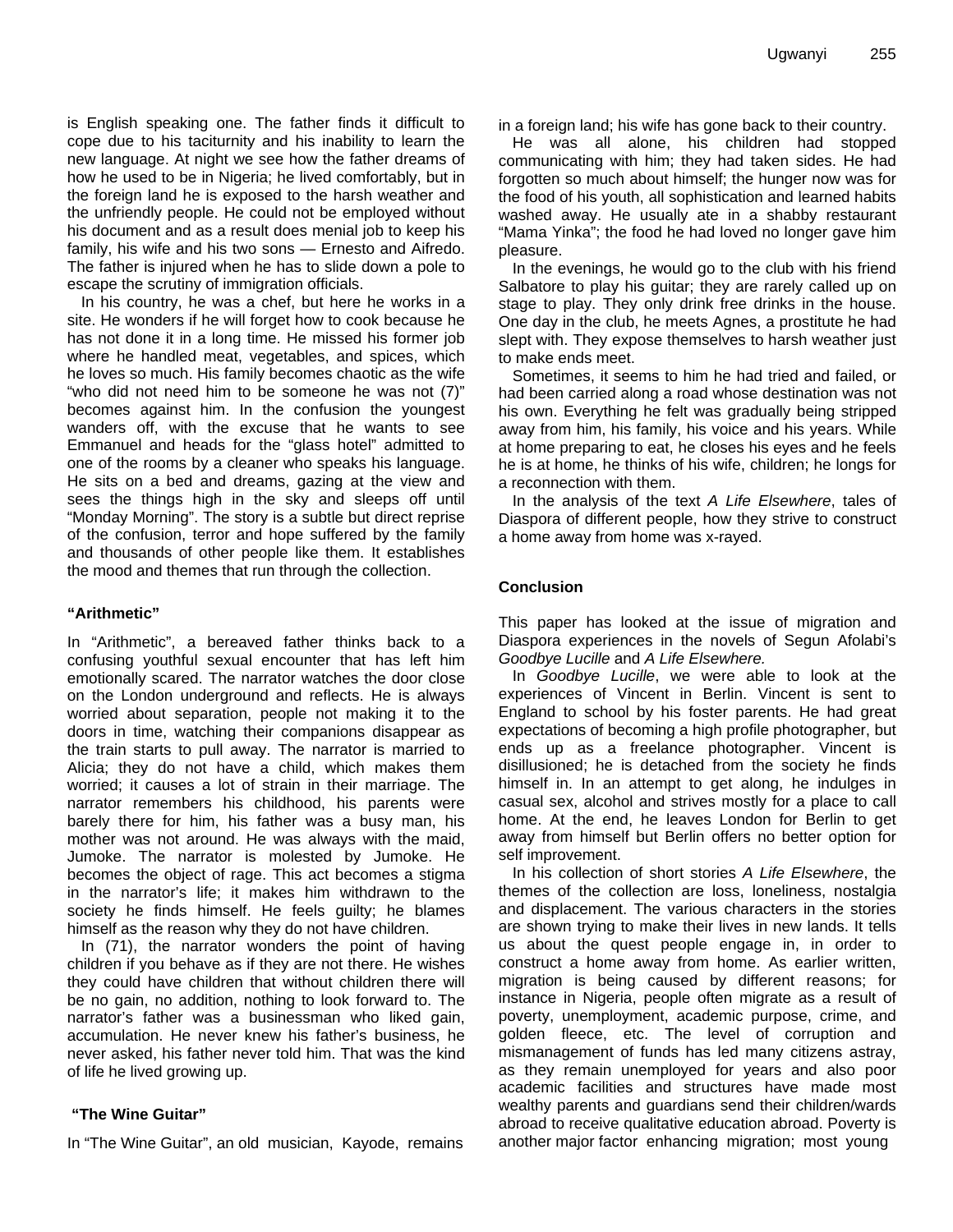is English speaking one. The father finds it difficult to cope due to his taciturnity and his inability to learn the new language. At night we see how the father dreams of how he used to be in Nigeria; he lived comfortably, but in the foreign land he is exposed to the harsh weather and the unfriendly people. He could not be employed without his document and as a result does menial job to keep his family, his wife and his two sons — Ernesto and Aifredo. The father is injured when he has to slide down a pole to escape the scrutiny of immigration officials.

In his country, he was a chef, but here he works in a site. He wonders if he will forget how to cook because he has not done it in a long time. He missed his former job where he handled meat, vegetables, and spices, which he loves so much. His family becomes chaotic as the wife "who did not need him to be someone he was not (7)" becomes against him. In the confusion the youngest wanders off, with the excuse that he wants to see Emmanuel and heads for the "glass hotel" admitted to one of the rooms by a cleaner who speaks his language. He sits on a bed and dreams, gazing at the view and sees the things high in the sky and sleeps off until "Monday Morning". The story is a subtle but direct reprise of the confusion, terror and hope suffered by the family and thousands of other people like them. It establishes the mood and themes that run through the collection.

### "Arithmetic"

In "Arithmetic", a bereaved father thinks back to a confusing youthful sexual encounter that has left him emotionally scared. The narrator watches the door close on the London underground and reflects. He is always worried about separation, people not making it to the doors in time, watching their companions disappear as the train starts to pull away. The narrator is married to Alicia; they do not have a child, which makes them worried; it causes a lot of strain in their marriage. The narrator remembers his childhood, his parents were barely there for him, his father was a busy man, his mother was not around. He was always with the maid, Jumoke. The narrator is molested by Jumoke. He becomes the object of rage. This act becomes a stigma in the narrator's life; it makes him withdrawn to the society he finds himself. He feels guilty; he blames himself as the reason why they do not have children.

In (71), the narrator wonders the point of having children if you behave as if they are not there. He wishes they could have children that without children there will be no gain, no addition, nothing to look forward to. The narrator's father was a businessman who liked gain, accumulation. He never knew his father's business, he never asked, his father never told him. That was the kind of life he lived growing up.

### "The Wine Guitar"

In "The Wine Guitar", an old musician, Kayode, remains in a foreign land; his wife has gone back to their country.

He was all alone, his children had stopped communicating with him; they had taken sides. He had forgotten so much about himself; the hunger now was for the food of his youth, all sophistication and learned habits washed away. He usually ate in a shabby restaurant "Mama Yinka"; the food he had loved no longer gave him pleasure.

In the evenings, he would go to the club with his friend Salbatore to play his guitar; they are rarely called up on stage to play. They only drink free drinks in the house. One day in the club, he meets Agnes, a prostitute he had slept with. They expose themselves to harsh weather just to make ends meet.

Sometimes, it seems to him he had tried and failed, or had been carried along a road whose destination was not his own. Everything he felt was gradually being stripped away from him, his family, his voice and his years. While at home preparing to eat, he closes his eyes and he feels he is at home, he thinks of his wife, children; he longs for a reconnection with them.

In the analysis of the text *A Life Elsewhere*, tales of Diaspora of different people, how they strive to construct a home away from home was x-rayed.

## Conclusion

This paper has looked at the issue of migration and Diaspora experiences in the novels of Segun Afolabi's *Goodbye Lucille* and *A Life Elsewhere.*

In *Goodbye Lucille*, we were able to look at the experiences of Vincent in Berlin. Vincent is sent to England to school by his foster parents. He had great expectations of becoming a high profile photographer, but ends up as a freelance photographer. Vincent is disillusioned; he is detached from the society he finds himself in. In an attempt to get along, he indulges in casual sex, alcohol and strives mostly for a place to call home. At the end, he leaves London for Berlin to get away from himself but Berlin offers no better option for self improvement.

In his collection of short stories *A Life Elsewhere*, the themes of the collection are loss, loneliness, nostalgia and displacement. The various characters in the stories are shown trying to make their lives in new lands. It tells us about the quest people engage in, in order to construct a home away from home. As earlier written, migration is being caused by different reasons; for instance in Nigeria, people often migrate as a result of poverty, unemployment, academic purpose, crime, and golden fleece, etc. The level of corruption and mismanagement of funds has led many citizens astray, as they remain unemployed for years and also poor academic facilities and structures have made most wealthy parents and guardians send their children/wards abroad to receive qualitative education abroad. Poverty is another major factor enhancing migration; most young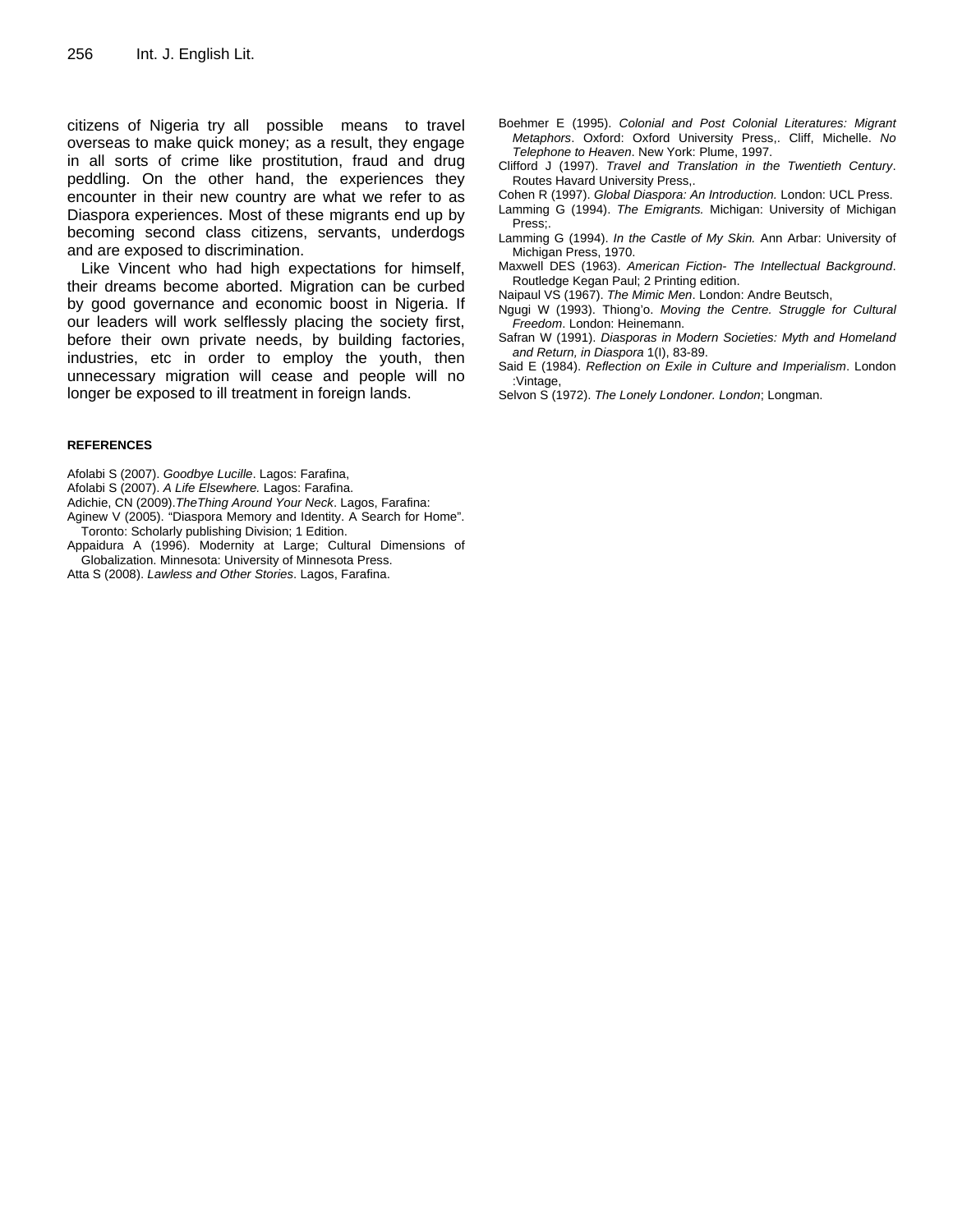citizens of Nigeria try all possible means to travel overseas to make quick money; as a result, they engage in all sorts of crime like prostitution, fraud and drug peddling. On the other hand, the experiences they encounter in their new country are what we refer to as Diaspora experiences. Most of these migrants end up by becoming second class citizens, servants, underdogs and are exposed to discrimination.

Like Vincent who had high expectations for himself, their dreams become aborted. Migration can be curbed by good governance and economic boost in Nigeria. If our leaders will work selflessly placing the society first, before their own private needs, by building factories, industries, etc in order to employ the youth, then unnecessary migration will cease and people will no longer be exposed to ill treatment in foreign lands.

## REFERENCES

Afolabi S (2007). *Goodbye Lucille*. Lagos: Farafina,

Afolabi S (2007). *A Life Elsewhere.* Lagos: Farafina.

Adichie, CN (2009).*TheThing Around Your Neck*. Lagos, Farafina:

Aginew V (2005). "Diaspora Memory and Identity. A Search for Home". Toronto: Scholarly publishing Division; 1 Edition.

Appaidura A (1996). Modernity at Large; Cultural Dimensions of Globalization. Minnesota: University of Minnesota Press.

Atta S (2008). *Lawless and Other Stories*. Lagos, Farafina.

Boehmer E (1995). *Colonial and Post Colonial Literatures: Migrant Metaphors*. Oxford: Oxford University Press,. Cliff, Michelle. *No Telephone to Heaven*. New York: Plume, 1997.

Clifford J (1997). *Travel and Translation in the Twentieth Century*. Routes Havard University Press,.

Cohen R (1997). *Global Diaspora: An Introduction.* London: UCL Press.

Lamming G (1994). *The Emigrants.* Michigan: University of Michigan Press;.

Lamming G (1994). *In the Castle of My Skin.* Ann Arbar: University of Michigan Press, 1970.

Maxwell DES (1963). *American Fiction- The Intellectual Background*. Routledge Kegan Paul; 2 Printing edition.

Naipaul VS (1967). *The Mimic Men*. London: Andre Beutsch,

Ngugi W (1993). Thiong'o. *Moving the Centre. Struggle for Cultural Freedom*. London: Heinemann.

Safran W (1991). *Diasporas in Modern Societies: Myth and Homeland and Return, in Diaspora* 1(I), 83-89.

Said E (1984). *Reflection on Exile in Culture and Imperialism*. London :Vintage,

Selvon S (1972). *The Lonely Londoner. London*; Longman.